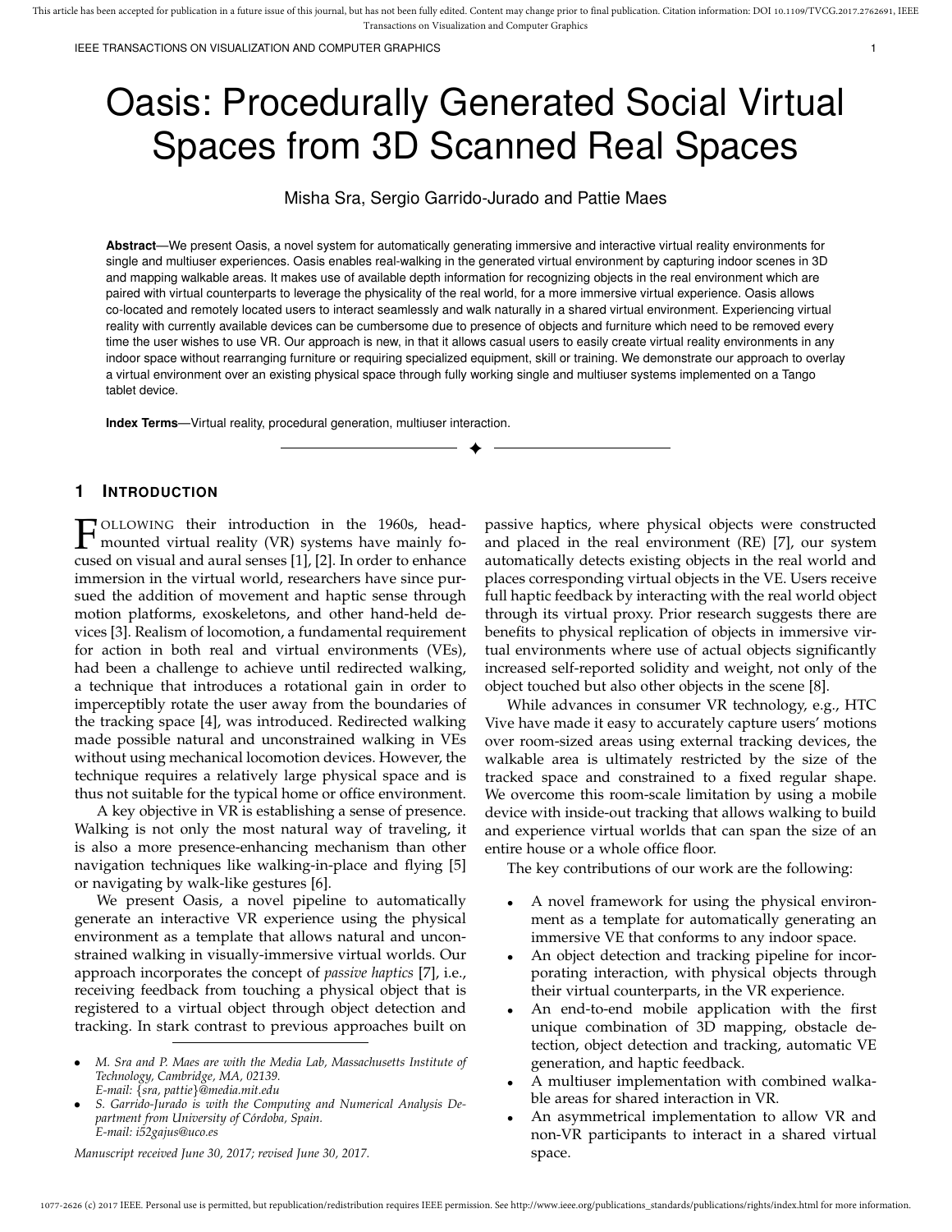# Oasis: Procedurally Generated Social Virtual Spaces from 3D Scanned Real Spaces

Misha Sra, Sergio Garrido-Jurado and Pattie Maes

**Abstract**—We present Oasis, a novel system for automatically generating immersive and interactive virtual reality environments for single and multiuser experiences. Oasis enables real-walking in the generated virtual environment by capturing indoor scenes in 3D and mapping walkable areas. It makes use of available depth information for recognizing objects in the real environment which are paired with virtual counterparts to leverage the physicality of the real world, for a more immersive virtual experience. Oasis allows co-located and remotely located users to interact seamlessly and walk naturally in a shared virtual environment. Experiencing virtual reality with currently available devices can be cumbersome due to presence of objects and furniture which need to be removed every time the user wishes to use VR. Our approach is new, in that it allows casual users to easily create virtual reality environments in any indoor space without rearranging furniture or requiring specialized equipment, skill or training. We demonstrate our approach to overlay a virtual environment over an existing physical space through fully working single and multiuser systems implemented on a Tango tablet device.

**Index Terms**—Virtual reality, procedural generation, multiuser interaction.

## 1 Introduction

Following their introduction in the 1960s, head-mounted virtual reality (VR) systems have mainly focused on visual and aural senses [1], [2]. In order to enhance immersion in the virtual world, researchers have since pursued the addition of movement and haptic sense through motion platforms, exoskeletons, and other hand-held devices [3]. Realism of locomotion, a fundamental requirement for action in both real and virtual environments (VEs), had been a challenge to achieve until redirected walking, a technique that introduces a rotational gain in order to imperceptibly rotate the user away from the boundaries of the tracking space [4], was introduced. Redirected walking made possible natural and unconstrained walking in VEs without using mechanical locomotion devices. However, the technique requires a relatively large physical space and is thus not suitable for the typical home or office environment.

A key objective in VR is establishing a sense of presence. Walking is not only the most natural way of traveling, it is also a more presence-enhancing mechanism than other navigation techniques like walking-in-place and flying [5] or navigating by walk-like gestures [6].

We present Oasis, a novel pipeline to automatically generate an interactive VR experience using the physical environment as a template that allows natural and unconstrained walking in visually-immersive virtual worlds. Our approach incorporates the concept of *passive haptics* [7], i.e., receiving feedback from touching a physical object that is registered to a virtual object through object detection and tracking. In stark contrast to previous approaches built on passive haptics, where physical objects were constructed and placed in the real environment (RE) [7], our system automatically detects existing objects in the real world and places corresponding virtual objects in the VE. Users receive full haptic feedback by interacting with the real world object through its virtual proxy. Prior research suggests there are benefits to physical replication of objects in immersive virtual environments where use of actual objects significantly increased self-reported solidity and weight, not only of the object touched but also other objects in the scene [8].

While advances in consumer VR technology, e.g., HTC Vive have made it easy to accurately capture users' motions over room-sized areas using external tracking devices, the walkable area is ultimately restricted by the size of the tracked space and constrained to a fixed regular shape. We overcome this room-scale limitation by using a mobile device with inside-out tracking that allows walking to build and experience virtual worlds that can span the size of an entire house or a whole office floor.

The key contributions of our work are the following:

- A novel framework for using the physical environment as a template for automatically generating an immersive VE that conforms to any indoor space.
- An object detection and tracking pipeline for incorporating interaction, with physical objects through their virtual counterparts, in the VR experience.
- An end-to-end mobile application with the first unique combination of 3D mapping, obstacle detection, object detection and tracking, automatic VE generation, and haptic feedback.
- A multiuser implementation with combined walkable areas for shared interaction in VR.
- An asymmetrical implementation to allow VR and non-VR participants to interact in a shared virtual space.

---

- *M. Sra and P. Maes are with the Media Lab, Massachusetts Institute of Technology, Cambridge, MA, 02139.*
  *E-mail: {sra, pattie}@media.mit.edu*
- *S. Garrido-Jurado is with the Computing and Numerical Analysis Department from University of Córdoba, Spain.*
  *E-mail: i52gajus@uco.es*

*Manuscript received June 30, 2017; revised June 30, 2017.*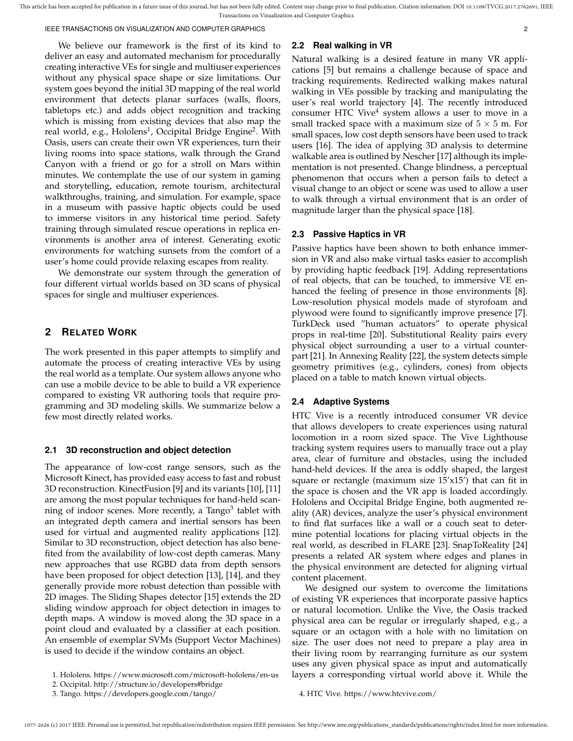We believe our framework is the first of its kind to deliver an easy and automated mechanism for procedurally creating interactive VEs for single and multiuser experiences without any physical space shape or size limitations. Our system goes beyond the initial 3D mapping of the real world environment that detects planar surfaces (walls, floors, tabletops etc.) and adds object recognition and tracking which is missing from existing devices that also map the real world, e.g., Hololens[1], Occipital Bridge Engine[2]. With Oasis, users can create their own VR experiences, turn their living rooms into space stations, walk through the Grand Canyon with a friend or go for a stroll on Mars within minutes. We contemplate the use of our system in gaming and storytelling, education, remote tourism, architectural walkthroughs, training, and simulation. For example, space in a museum with passive haptic objects could be used to immerse visitors in any historical time period. Safety training through simulated rescue operations in replica environments is another area of interest. Generating exotic environments for watching sunsets from the comfort of a user's home could provide relaxing escapes from reality.

We demonstrate our system through the generation of four different virtual worlds based on 3D scans of physical spaces for single and multiuser experiences.

## 2 Related Work

The work presented in this paper attempts to simplify and automate the process of creating interactive VEs by using the real world as a template. Our system allows anyone who can use a mobile device to be able to build a VR experience compared to existing VR authoring tools that require programming and 3D modeling skills. We summarize below a few most directly related works.

### 2.1 3D reconstruction and object detection

The appearance of low-cost range sensors, such as the Microsoft Kinect, has provided easy access to fast and robust 3D reconstruction. KinectFusion [9] and its variants [10], [11] are among the most popular techniques for hand-held scanning of indoor scenes. More recently, a Tango[3] tablet with an integrated depth camera and inertial sensors has been used for virtual and augmented reality applications [12]. Similar to 3D reconstruction, object detection has also benefited from the availability of low-cost depth cameras. Many new approaches that use RGBD data from depth sensors have been proposed for object detection [13], [14], and they generally provide more robust detection than possible with 2D images. The Sliding Shapes detector [15] extends the 2D sliding window approach for object detection in images to depth maps. A window is moved along the 3D space in a point cloud and evaluated by a classifier at each position. An ensemble of exemplar SVMs (Support Vector Machines) is used to decide if the window contains an object.

### 2.2 Real walking in VR

Natural walking is a desired feature in many VR applications [5] but remains a challenge because of space and tracking requirements. Redirected walking makes natural walking in VEs possible by tracking and manipulating the user's real world trajectory [4]. The recently introduced consumer HTC Vive[4] system allows a user to move in a small tracked space with a maximum size of $5 \times 5$ m. For small spaces, low cost depth sensors have been used to track users [16]. The idea of applying 3D analysis to determine walkable area is outlined by Nescher [17] although its implementation is not presented. Change blindness, a perceptual phenomenon that occurs when a person fails to detect a visual change to an object or scene was used to allow a user to walk through a virtual environment that is an order of magnitude larger than the physical space [18].

### 2.3 Passive Haptics in VR

Passive haptics have been shown to both enhance immersion in VR and also make virtual tasks easier to accomplish by providing haptic feedback [19]. Adding representations of real objects, that can be touched, to immersive VE enhanced the feeling of presence in those environments [8]. Low-resolution physical models made of styrofoam and plywood were found to significantly improve presence [7]. TurkDeck used "human actuators" to operate physical props in real-time [20]. Substitutional Reality pairs every physical object surrounding a user to a virtual counterpart [21]. In Annexing Reality [22], the system detects simple geometry primitives (e.g., cylinders, cones) from objects placed on a table to match known virtual objects.

### 2.4 Adaptive Systems

HTC Vive is a recently introduced consumer VR device that allows developers to create experiences using natural locomotion in a room sized space. The Vive Lighthouse tracking system requires users to manually trace out a play area, clear of furniture and obstacles, using the included hand-held devices. If the area is oddly shaped, the largest square or rectangle (maximum size 15'x15') that can fit in the space is chosen and the VR app is loaded accordingly. Hololens and Occipital Bridge Engine, both augmented reality (AR) devices, analyze the user's physical environment to find flat surfaces like a wall or a couch seat to determine potential locations for placing virtual objects in the real world, as described in FLARE [23]. SnapToReality [24] presents a related AR system where edges and planes in the physical environment are detected for aligning virtual content placement.

We designed our system to overcome the limitations of existing VR experiences that incorporate passive haptics or natural locomotion. Unlike the Vive, the Oasis tracked physical area can be regular or irregularly shaped, e.g., a square or an octagon with a hole with no limitation on size. The user does not need to prepare a play area in their living room by rearranging furniture as our system uses any given physical space as input and automatically layers a corresponding virtual world above it. While the

1. Hololens. https://www.microsoft.com/microsoft-hololens/en-us
2. Occipital. http://structure.io/developers#bridge
3. Tango. https://developers.google.com/tango/
4. HTC Vive. https://www.htcvive.com/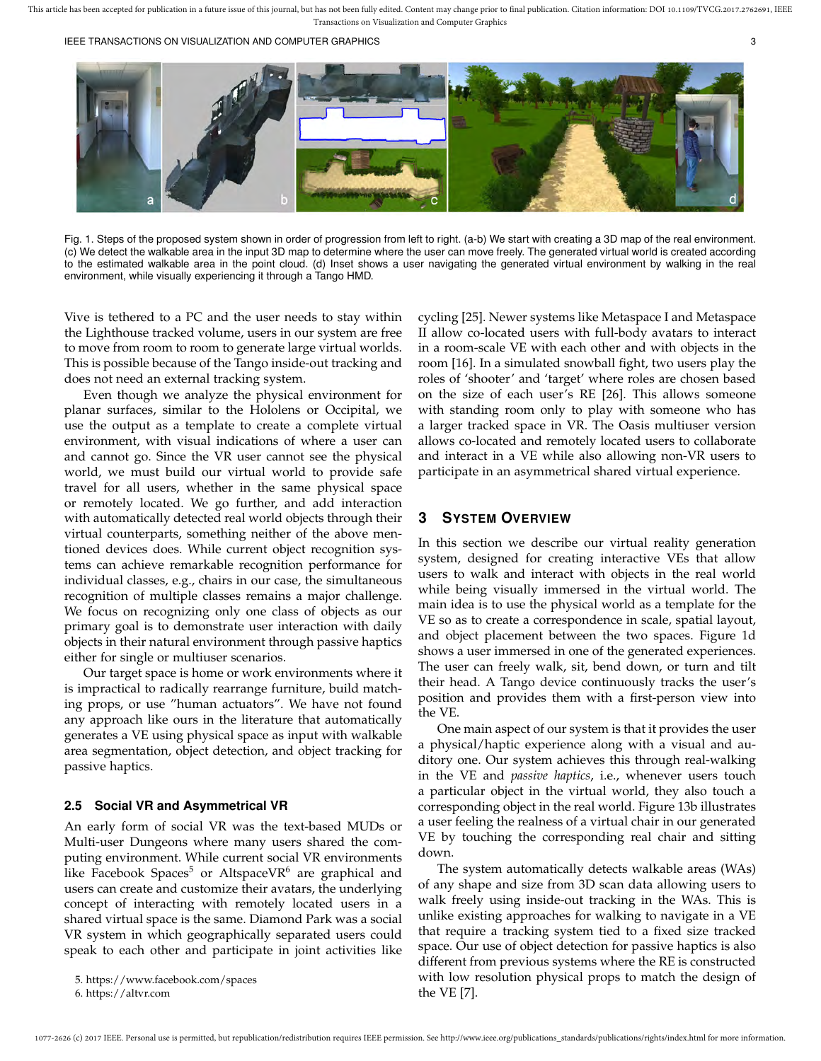Fig. 1. Steps of the proposed system shown in order of progression from left to right. (a-b) We start with creating a 3D map of the real environment. (c) We detect the walkable area in the input 3D map to determine where the user can move freely. The generated virtual world is created according to the estimated walkable area in the point cloud. (d) Inset shows a user navigating the generated virtual environment by walking in the real environment, while visually experiencing it through a Tango HMD.

Vive is tethered to a PC and the user needs to stay within the Lighthouse tracked volume, users in our system are free to move from room to room to generate large virtual worlds. This is possible because of the Tango inside-out tracking and does not need an external tracking system.

Even though we analyze the physical environment for planar surfaces, similar to the Hololens or Occipital, we use the output as a template to create a complete virtual environment, with visual indications of where a user can and cannot go. Since the VR user cannot see the physical world, we must build our virtual world to provide safe travel for all users, whether in the same physical space or remotely located. We go further, and add interaction with automatically detected real world objects through their virtual counterparts, something neither of the above mentioned devices does. While current object recognition systems can achieve remarkable recognition performance for individual classes, e.g., chairs in our case, the simultaneous recognition of multiple classes remains a major challenge. We focus on recognizing only one class of objects as our primary goal is to demonstrate user interaction with daily objects in their natural environment through passive haptics either for single or multiuser scenarios.

Our target space is home or work environments where it is impractical to radically rearrange furniture, build matching props, or use "human actuators". We have not found any approach like ours in the literature that automatically generates a VE using physical space as input with walkable area segmentation, object detection, and object tracking for passive haptics.

### 2.5 Social VR and Asymmetrical VR

An early form of social VR was the text-based MUDs or Multi-user Dungeons where many users shared the computing environment. While current social VR environments like Facebook Spaces[5] or AltspaceVR[6] are graphical and users can create and customize their avatars, the underlying concept of interacting with remotely located users in a shared virtual space is the same. Diamond Park was a social VR system in which geographically separated users could speak to each other and participate in joint activities like cycling [25]. Newer systems like Metaspace I and Metaspace II allow co-located users with full-body avatars to interact in a room-scale VE with each other and with objects in the room [16]. In a simulated snowball fight, two users play the roles of 'shooter' and 'target' where roles are chosen based on the size of each user's RE [26]. This allows someone with standing room only to play with someone who has a larger tracked space in VR. The Oasis multiuser version allows co-located and remotely located users to collaborate and interact in a VE while also allowing non-VR users to participate in an asymmetrical shared virtual experience.

5. https://www.facebook.com/spaces
6. https://altvr.com

## 3 System Overview

In this section we describe our virtual reality generation system, designed for creating interactive VEs that allow users to walk and interact with objects in the real world while being visually immersed in the virtual world. The main idea is to use the physical world as a template for the VE so as to create a correspondence in scale, spatial layout, and object placement between the two spaces. Figure 1d shows a user immersed in one of the generated experiences. The user can freely walk, sit, bend down, or turn and tilt their head. A Tango device continuously tracks the user's position and provides them with a first-person view into the VE.

One main aspect of our system is that it provides the user a physical/haptic experience along with a visual and auditory one. Our system achieves this through real-walking in the VE and *passive haptics*, i.e., whenever users touch a particular object in the virtual world, they also touch a corresponding object in the real world. Figure 13b illustrates a user feeling the realness of a virtual chair in our generated VE by touching the corresponding real chair and sitting down.

The system automatically detects walkable areas (WAs) of any shape and size from 3D scan data allowing users to walk freely using inside-out tracking in the WAs. This is unlike existing approaches for walking to navigate in a VE that require a tracking system tied to a fixed size tracked space. Our use of object detection for passive haptics is also different from previous systems where the RE is constructed with low resolution physical props to match the design of the VE [7].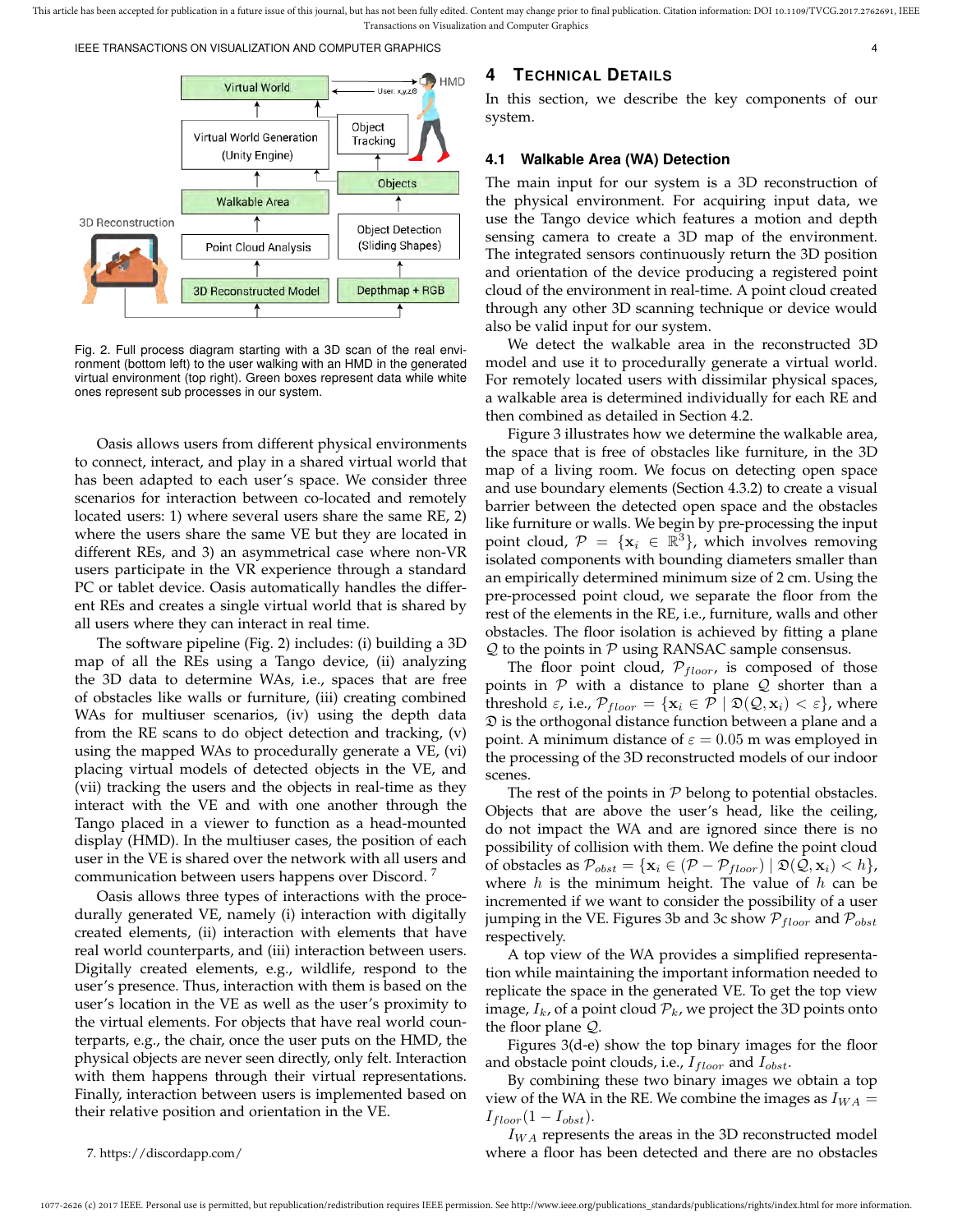Virtual World

HMD

User: x,y,z,Θ

Virtual World Generation (Unity Engine)

Object Tracking

Objects

Walkable Area

3D Reconstruction

Point Cloud Analysis

Object Detection (Sliding Shapes)

3D Reconstructed Model

Depthmap + RGB

Fig. 2. Full process diagram starting with a 3D scan of the real environment (bottom left) to the user walking with an HMD in the generated virtual environment (top right). Green boxes represent data while white ones represent sub processes in our system.

Oasis allows users from different physical environments to connect, interact, and play in a shared virtual world that has been adapted to each user's space. We consider three scenarios for interaction between co-located and remotely located users: 1) where several users share the same RE, 2) where the users share the same VE but they are located in different REs, and 3) an asymmetrical case where non-VR users participate in the VR experience through a standard PC or tablet device. Oasis automatically handles the different REs and creates a single virtual world that is shared by all users where they can interact in real time.

The software pipeline (Fig. 2) includes: (i) building a 3D map of all the REs using a Tango device, (ii) analyzing the 3D data to determine WAs, i.e., spaces that are free of obstacles like walls or furniture, (iii) creating combined WAs for multiuser scenarios, (iv) using the depth data from the RE scans to do object detection and tracking, (v) using the mapped WAs to procedurally generate a VE, (vi) placing virtual models of detected objects in the VE, and (vii) tracking the users and the objects in real-time as they interact with the VE and with one another through the Tango placed in a viewer to function as a head-mounted display (HMD). In the multiuser cases, the position of each user in the VE is shared over the network with all users and communication between users happens over Discord. [7]

Oasis allows three types of interactions with the procedurally generated VE, namely (i) interaction with digitally created elements, (ii) interaction with elements that have real world counterparts, and (iii) interaction between users. Digitally created elements, e.g., wildlife, respond to the user's presence. Thus, interaction with them is based on the user's location in the VE as well as the user's proximity to the virtual elements. For objects that have real world counterparts, e.g., the chair, once the user puts on the HMD, the physical objects are never seen directly, only felt. Interaction with them happens through their virtual representations. Finally, interaction between users is implemented based on their relative position and orientation in the VE.

7. https://discordapp.com/

# 4 Technical Details

In this section, we describe the key components of our system.

## 4.1 Walkable Area (WA) Detection

The main input for our system is a 3D reconstruction of the physical environment. For acquiring input data, we use the Tango device which features a motion and depth sensing camera to create a 3D map of the environment. The integrated sensors continuously return the 3D position and orientation of the device producing a registered point cloud of the environment in real-time. A point cloud created through any other 3D scanning technique or device would also be valid input for our system.

We detect the walkable area in the reconstructed 3D model and use it to procedurally generate a virtual world. For remotely located users with dissimilar physical spaces, a walkable area is determined individually for each RE and then combined as detailed in Section 4.2.

Figure 3 illustrates how we determine the walkable area, the space that is free of obstacles like furniture, in the 3D map of a living room. We focus on detecting open space and use boundary elements (Section 4.3.2) to create a visual barrier between the detected open space and the obstacles like furniture or walls. We begin by pre-processing the input point cloud, $\mathcal{P} = \{\mathbf{x}_i \in \mathbb{R}^3\}$, which involves removing isolated components with bounding diameters smaller than an empirically determined minimum size of 2 cm. Using the pre-processed point cloud, we separate the floor from the rest of the elements in the RE, i.e., furniture, walls and other obstacles. The floor isolation is achieved by fitting a plane $\mathcal{Q}$ to the points in $\mathcal{P}$ using RANSAC sample consensus.

The floor point cloud, $\mathcal{P}_{floor}$, is composed of those points in $\mathcal{P}$ with a distance to plane $\mathcal{Q}$ shorter than a threshold $\varepsilon$, i.e., $\mathcal{P}_{floor} = \{\mathbf{x}_i \in \mathcal{P} \mid \mathfrak{D}(\mathcal{Q}, \mathbf{x}_i) < \varepsilon\}$, where $\mathfrak{D}$ is the orthogonal distance function between a plane and a point. A minimum distance of $\varepsilon = 0.05$ m was employed in the processing of the 3D reconstructed models of our indoor scenes.

The rest of the points in $\mathcal{P}$ belong to potential obstacles. Objects that are above the user's head, like the ceiling, do not impact the WA and are ignored since there is no possibility of collision with them. We define the point cloud of obstacles as $\mathcal{P}_{obst} = \{\mathbf{x}_i \in (\mathcal{P} - \mathcal{P}_{floor}) \mid \mathfrak{D}(\mathcal{Q}, \mathbf{x}_i) < h\}$, where $h$ is the minimum height. The value of $h$ can be incremented if we want to consider the possibility of a user jumping in the VE. Figures 3b and 3c show $\mathcal{P}_{floor}$ and $\mathcal{P}_{obst}$ respectively.

A top view of the WA provides a simplified representation while maintaining the important information needed to replicate the space in the generated VE. To get the top view image, $I_k$, of a point cloud $\mathcal{P}_k$, we project the 3D points onto the floor plane $\mathcal{Q}$.

Figures 3(d-e) show the top binary images for the floor and obstacle point clouds, i.e., $I_{floor}$ and $I_{obst}$.

By combining these two binary images we obtain a top view of the WA in the RE. We combine the images as $I_{WA} = I_{floor}(1 - I_{obst})$.

$I_{WA}$ represents the areas in the 3D reconstructed model where a floor has been detected and there are no obstacles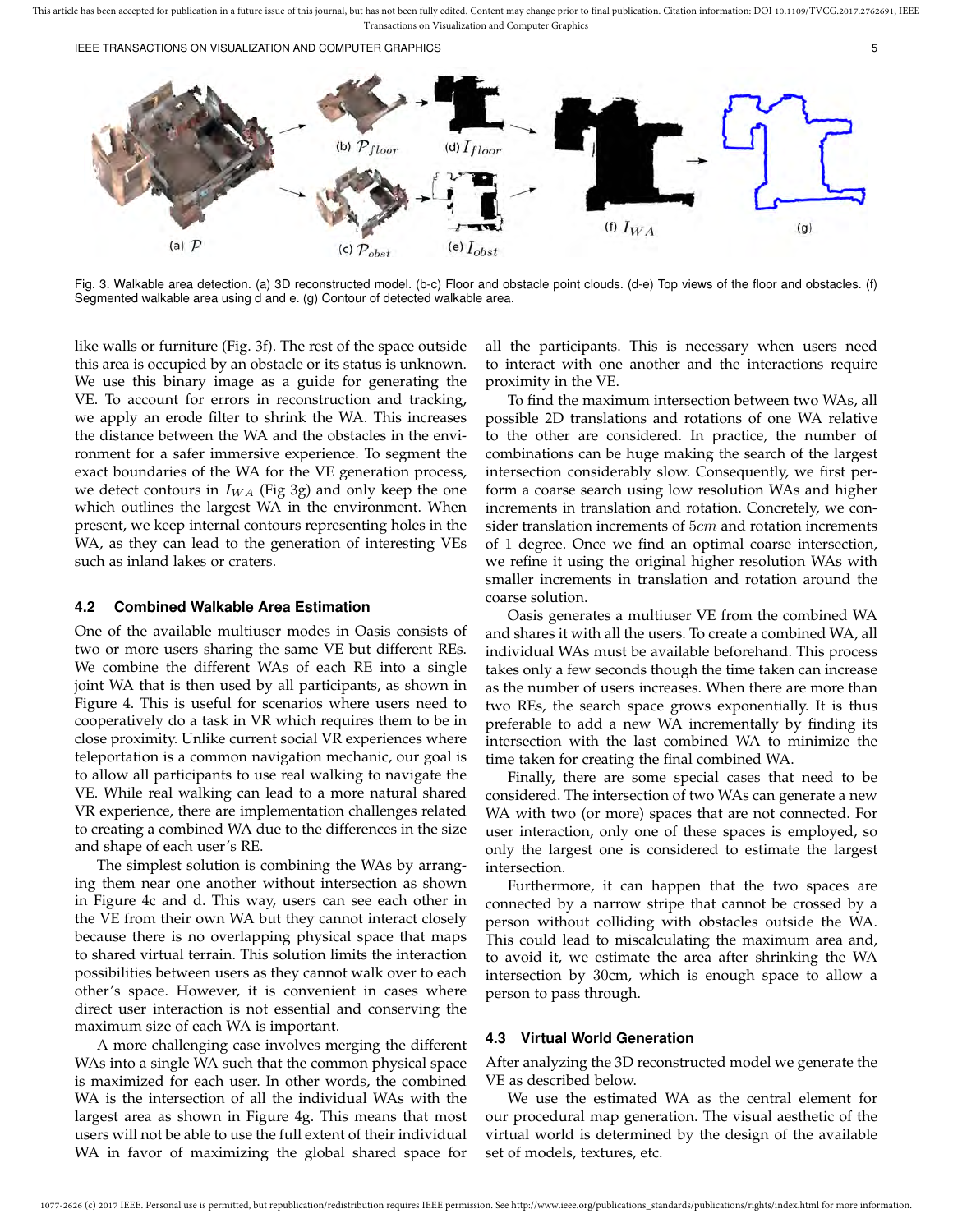(a) $\mathcal{P}$

(b) $\mathcal{P}_{floor}$

(c) $\mathcal{P}_{obst}$

(d) $I_{floor}$

(e) $I_{obst}$

(f) $I_{WA}$

(g)

Fig. 3. Walkable area detection. (a) 3D reconstructed model. (b-c) Floor and obstacle point clouds. (d-e) Top views of the floor and obstacles. (f) Segmented walkable area using d and e. (g) Contour of detected walkable area.

like walls or furniture (Fig. 3f). The rest of the space outside this area is occupied by an obstacle or its status is unknown. We use this binary image as a guide for generating the VE. To account for errors in reconstruction and tracking, we apply an erode filter to shrink the WA. This increases the distance between the WA and the obstacles in the environment for a safer immersive experience. To segment the exact boundaries of the WA for the VE generation process, we detect contours in $I_{WA}$ (Fig 3g) and only keep the one which outlines the largest WA in the environment. When present, we keep internal contours representing holes in the WA, as they can lead to the generation of interesting VEs such as inland lakes or craters.

### 4.2 Combined Walkable Area Estimation

One of the available multiuser modes in Oasis consists of two or more users sharing the same VE but different REs. We combine the different WAs of each RE into a single joint WA that is then used by all participants, as shown in Figure 4. This is useful for scenarios where users need to cooperatively do a task in VR which requires them to be in close proximity. Unlike current social VR experiences where teleportation is a common navigation mechanic, our goal is to allow all participants to use real walking to navigate the VE. While real walking can lead to a more natural shared VR experience, there are implementation challenges related to creating a combined WA due to the differences in the size and shape of each user's RE.

The simplest solution is combining the WAs by arranging them near one another without intersection as shown in Figure 4c and d. This way, users can see each other in the VE from their own WA but they cannot interact closely because there is no overlapping physical space that maps to shared virtual terrain. This solution limits the interaction possibilities between users as they cannot walk over to each other's space. However, it is convenient in cases where direct user interaction is not essential and conserving the maximum size of each WA is important.

A more challenging case involves merging the different WAs into a single WA such that the common physical space is maximized for each user. In other words, the combined WA is the intersection of all the individual WAs with the largest area as shown in Figure 4g. This means that most users will not be able to use the full extent of their individual WA in favor of maximizing the global shared space for all the participants. This is necessary when users need to interact with one another and the interactions require proximity in the VE.

To find the maximum intersection between two WAs, all possible 2D translations and rotations of one WA relative to the other are considered. In practice, the number of combinations can be huge making the search of the largest intersection considerably slow. Consequently, we first perform a coarse search using low resolution WAs and higher increments in translation and rotation. Concretely, we consider translation increments of $5cm$ and rotation increments of 1 degree. Once we find an optimal coarse intersection, we refine it using the original higher resolution WAs with smaller increments in translation and rotation around the coarse solution.

Oasis generates a multiuser VE from the combined WA and shares it with all the users. To create a combined WA, all individual WAs must be available beforehand. This process takes only a few seconds though the time taken can increase as the number of users increases. When there are more than two REs, the search space grows exponentially. It is thus preferable to add a new WA incrementally by finding its intersection with the last combined WA to minimize the time taken for creating the final combined WA.

Finally, there are some special cases that need to be considered. The intersection of two WAs can generate a new WA with two (or more) spaces that are not connected. For user interaction, only one of these spaces is employed, so only the largest one is considered to estimate the largest intersection.

Furthermore, it can happen that the two spaces are connected by a narrow stripe that cannot be crossed by a person without colliding with obstacles outside the WA. This could lead to miscalculating the maximum area and, to avoid it, we estimate the area after shrinking the WA intersection by 30cm, which is enough space to allow a person to pass through.

### 4.3 Virtual World Generation

After analyzing the 3D reconstructed model we generate the VE as described below.

We use the estimated WA as the central element for our procedural map generation. The visual aesthetic of the virtual world is determined by the design of the available set of models, textures, etc.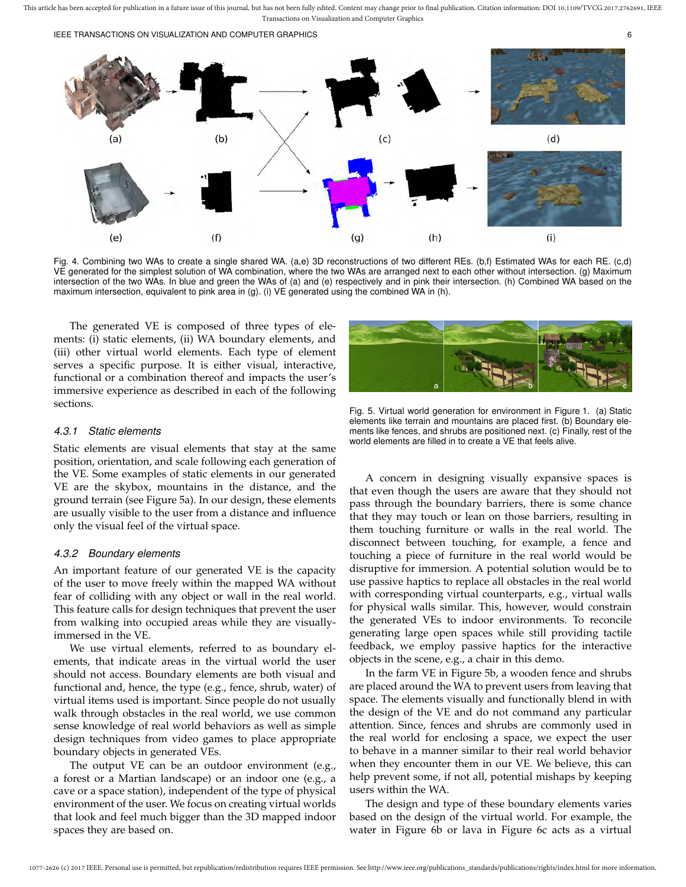Fig. 4. Combining two WAs to create a single shared WA. (a,e) 3D reconstructions of two different REs. (b,f) Estimated WAs for each RE. (c,d) VE generated for the simplest solution of WA combination, where the two WAs are arranged next to each other without intersection. (g) Maximum intersection of the two WAs. In blue and green the WAs of (a) and (e) respectively and in pink their intersection. (h) Combined WA based on the maximum intersection, equivalent to pink area in (g). (i) VE generated using the combined WA in (h).

The generated VE is composed of three types of elements: (i) static elements, (ii) WA boundary elements, and (iii) other virtual world elements. Each type of element serves a specific purpose. It is either visual, interactive, functional or a combination thereof and impacts the user's immersive experience as described in each of the following sections.

### 4.3.1 Static elements

Static elements are visual elements that stay at the same position, orientation, and scale following each generation of the VE. Some examples of static elements in our generated VE are the skybox, mountains in the distance, and the ground terrain (see Figure 5a). In our design, these elements are usually visible to the user from a distance and influence only the visual feel of the virtual space.

### 4.3.2 Boundary elements

An important feature of our generated VE is the capacity of the user to move freely within the mapped WA without fear of colliding with any object or wall in the real world. This feature calls for design techniques that prevent the user from walking into occupied areas while they are visually-immersed in the VE.

We use virtual elements, referred to as boundary elements, that indicate areas in the virtual world the user should not access. Boundary elements are both visual and functional and, hence, the type (e.g., fence, shrub, water) of virtual items used is important. Since people do not usually walk through obstacles in the real world, we use common sense knowledge of real world behaviors as well as simple design techniques from video games to place appropriate boundary objects in generated VEs.

The output VE can be an outdoor environment (e.g., a forest or a Martian landscape) or an indoor one (e.g., a cave or a space station), independent of the type of physical environment of the user. We focus on creating virtual worlds that look and feel much bigger than the 3D mapped indoor spaces they are based on.

Fig. 5. Virtual world generation for environment in Figure 1. (a) Static elements like terrain and mountains are placed first. (b) Boundary elements like fences, and shrubs are positioned next. (c) Finally, rest of the world elements are filled in to create a VE that feels alive.

A concern in designing visually expansive spaces is that even though the users are aware that they should not pass through the boundary barriers, there is some chance that they may touch or lean on those barriers, resulting in them touching furniture or walls in the real world. The disconnect between touching, for example, a fence and touching a piece of furniture in the real world would be disruptive for immersion. A potential solution would be to use passive haptics to replace all obstacles in the real world with corresponding virtual counterparts, e.g., virtual walls for physical walls similar. This, however, would constrain the generated VEs to indoor environments. To reconcile generating large open spaces while still providing tactile feedback, we employ passive haptics for the interactive objects in the scene, e.g., a chair in this demo.

In the farm VE in Figure 5b, a wooden fence and shrubs are placed around the WA to prevent users from leaving that space. The elements visually and functionally blend in with the design of the VE and do not command any particular attention. Since, fences and shrubs are commonly used in the real world for enclosing a space, we expect the user to behave in a manner similar to their real world behavior when they encounter them in our VE. We believe, this can help prevent some, if not all, potential mishaps by keeping users within the WA.

The design and type of these boundary elements varies based on the design of the virtual world. For example, the water in Figure 6b or lava in Figure 6c acts as a virtual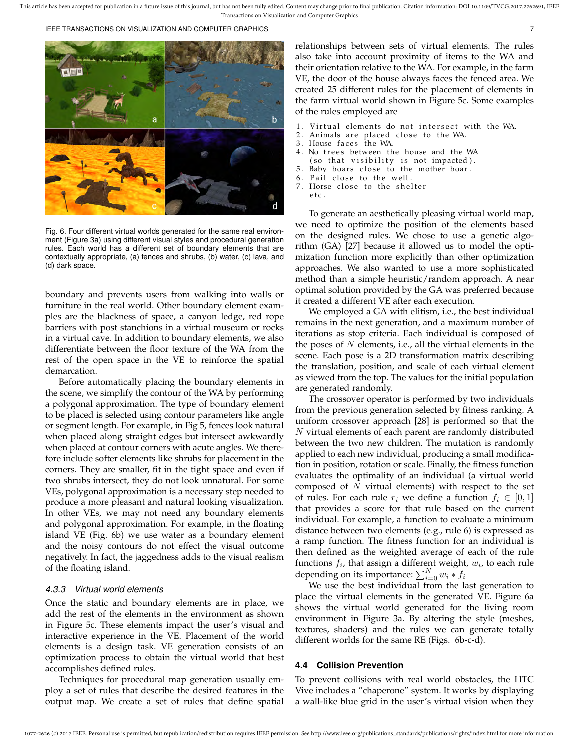Fig. 6. Four different virtual worlds generated for the same real environment (Figure 3a) using different visual styles and procedural generation rules. Each world has a different set of boundary elements that are contextually appropriate, (a) fences and shrubs, (b) water, (c) lava, and (d) dark space.

boundary and prevents users from walking into walls or furniture in the real world. Other boundary element examples are the blackness of space, a canyon ledge, red rope barriers with post stanchions in a virtual museum or rocks in a virtual cave. In addition to boundary elements, we also differentiate between the floor texture of the WA from the rest of the open space in the VE to reinforce the spatial demarcation.

Before automatically placing the boundary elements in the scene, we simplify the contour of the WA by performing a polygonal approximation. The type of boundary element to be placed is selected using contour parameters like angle or segment length. For example, in Fig 5, fences look natural when placed along straight edges but intersect awkwardly when placed at contour corners with acute angles. We therefore include softer elements like shrubs for placement in the corners. They are smaller, fit in the tight space and even if two shrubs intersect, they do not look unnatural. For some VEs, polygonal approximation is a necessary step needed to produce a more pleasant and natural looking visualization. In other VEs, we may not need any boundary elements and polygonal approximation. For example, in the floating island VE (Fig. 6b) we use water as a boundary element and the noisy contours do not effect the visual outcome negatively. In fact, the jaggedness adds to the visual realism of the floating island.

#### 4.3.3 Virtual world elements

Once the static and boundary elements are in place, we add the rest of the elements in the environment as shown in Figure 5c. These elements impact the user's visual and interactive experience in the VE. Placement of the world elements is a design task. VE generation consists of an optimization process to obtain the virtual world that best accomplishes defined rules.

Techniques for procedural map generation usually employ a set of rules that describe the desired features in the output map. We create a set of rules that define spatial relationships between sets of virtual elements. The rules also take into account proximity of items to the WA and their orientation relative to the WA. For example, in the farm VE, the door of the house always faces the fenced area. We created 25 different rules for the placement of elements in the farm virtual world shown in Figure 5c. Some examples of the rules employed are

```
1. Virtual elements do not intersect with the WA.
2. Animals are placed close to the WA.
3. House faces the WA.
4. No trees between the house and the WA
   (so that visibility is not impacted).
5. Baby boars close to the mother boar.
6. Pail close to the well.
7. Horse close to the shelter
   etc.
```

To generate an aesthetically pleasing virtual world map, we need to optimize the position of the elements based on the designed rules. We chose to use a genetic algorithm (GA) [27] because it allowed us to model the optimization function more explicitly than other optimization approaches. We also wanted to use a more sophisticated method than a simple heuristic/random approach. A near optimal solution provided by the GA was preferred because it created a different VE after each execution.

We employed a GA with elitism, i.e., the best individual remains in the next generation, and a maximum number of iterations as stop criteria. Each individual is composed of the poses of $N$ elements, i.e., all the virtual elements in the scene. Each pose is a 2D transformation matrix describing the translation, position, and scale of each virtual element as viewed from the top. The values for the initial population are generated randomly.

The crossover operator is performed by two individuals from the previous generation selected by fitness ranking. A uniform crossover approach [28] is performed so that the $N$ virtual elements of each parent are randomly distributed between the two new children. The mutation is randomly applied to each new individual, producing a small modification in position, rotation or scale. Finally, the fitness function evaluates the optimality of an individual (a virtual world composed of $N$ virtual elements) with respect to the set of rules. For each rule $r_i$ we define a function $f_i \in [0, 1]$ that provides a score for that rule based on the current individual. For example, a function to evaluate a minimum distance between two elements (e.g., rule 6) is expressed as a ramp function. The fitness function for an individual is then defined as the weighted average of each of the rule functions $f_i$, that assign a different weight, $w_i$, to each rule depending on its importance: $\sum_{i=0}^{N} w_i * f_i$

We use the best individual from the last generation to place the virtual elements in the generated VE. Figure 6a shows the virtual world generated for the living room environment in Figure 3a. By altering the style (meshes, textures, shaders) and the rules we can generate totally different worlds for the same RE (Figs. 6b-c-d).

### 4.4 Collision Prevention

To prevent collisions with real world obstacles, the HTC Vive includes a "chaperone" system. It works by displaying a wall-like blue grid in the user's virtual vision when they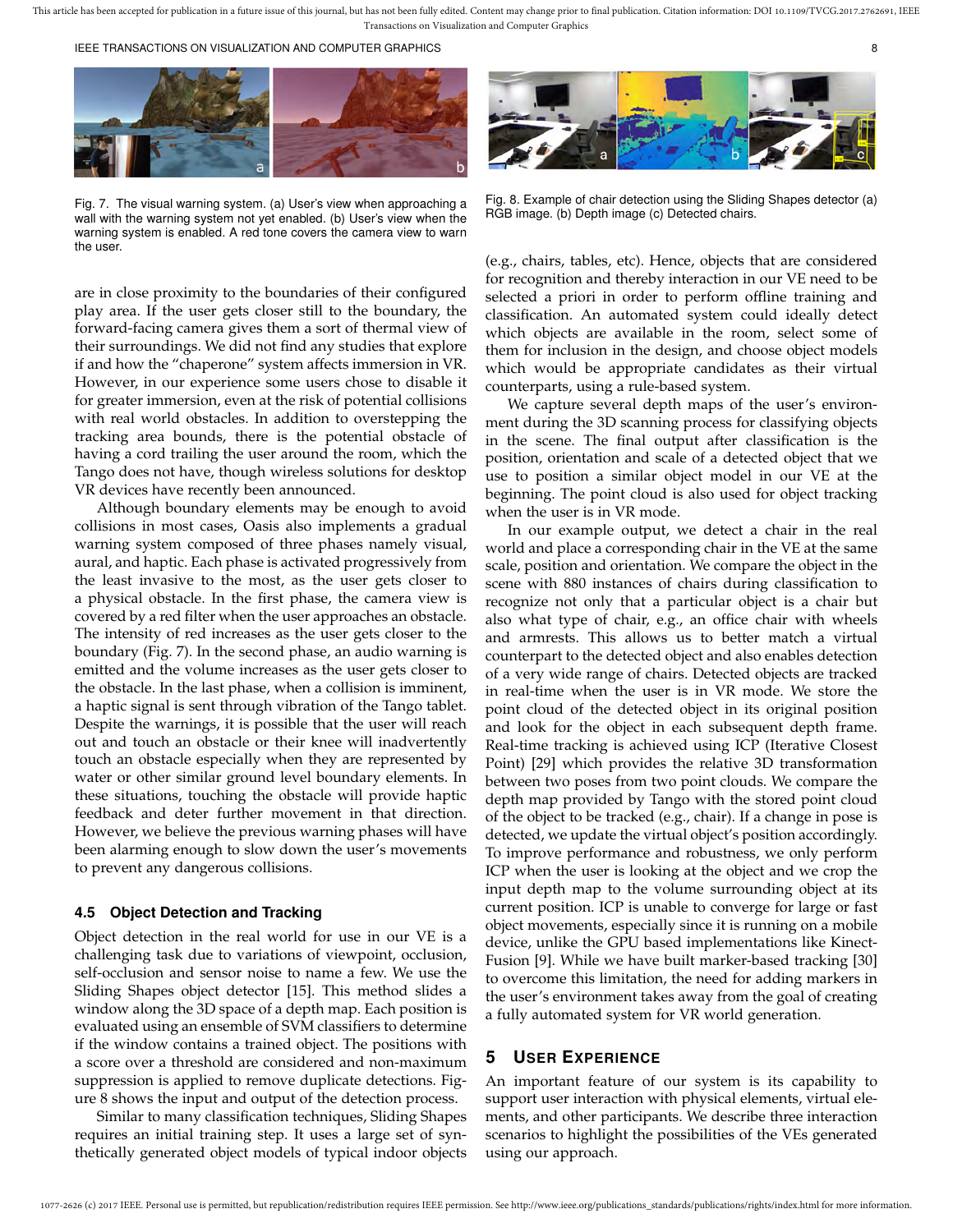Fig. 7. The visual warning system. (a) User's view when approaching a wall with the warning system not yet enabled. (b) User's view when the warning system is enabled. A red tone covers the camera view to warn the user.

Fig. 8. Example of chair detection using the Sliding Shapes detector (a) RGB image. (b) Depth image (c) Detected chairs.

are in close proximity to the boundaries of their configured play area. If the user gets closer still to the boundary, the forward-facing camera gives them a sort of thermal view of their surroundings. We did not find any studies that explore if and how the "chaperone" system affects immersion in VR. However, in our experience some users chose to disable it for greater immersion, even at the risk of potential collisions with real world obstacles. In addition to overstepping the tracking area bounds, there is the potential obstacle of having a cord trailing the user around the room, which the Tango does not have, though wireless solutions for desktop VR devices have recently been announced.

Although boundary elements may be enough to avoid collisions in most cases, Oasis also implements a gradual warning system composed of three phases namely visual, aural, and haptic. Each phase is activated progressively from the least invasive to the most, as the user gets closer to a physical obstacle. In the first phase, the camera view is covered by a red filter when the user approaches an obstacle. The intensity of red increases as the user gets closer to the boundary (Fig. 7). In the second phase, an audio warning is emitted and the volume increases as the user gets closer to the obstacle. In the last phase, when a collision is imminent, a haptic signal is sent through vibration of the Tango tablet. Despite the warnings, it is possible that the user will reach out and touch an obstacle or their knee will inadvertently touch an obstacle especially when they are represented by water or other similar ground level boundary elements. In these situations, touching the obstacle will provide haptic feedback and deter further movement in that direction. However, we believe the previous warning phases will have been alarming enough to slow down the user's movements to prevent any dangerous collisions.

### 4.5 Object Detection and Tracking

Object detection in the real world for use in our VE is a challenging task due to variations of viewpoint, occlusion, self-occlusion and sensor noise to name a few. We use the Sliding Shapes object detector [15]. This method slides a window along the 3D space of a depth map. Each position is evaluated using an ensemble of SVM classifiers to determine if the window contains a trained object. The positions with a score over a threshold are considered and non-maximum suppression is applied to remove duplicate detections. Figure 8 shows the input and output of the detection process.

Similar to many classification techniques, Sliding Shapes requires an initial training step. It uses a large set of synthetically generated object models of typical indoor objects (e.g., chairs, tables, etc). Hence, objects that are considered for recognition and thereby interaction in our VE need to be selected a priori in order to perform offline training and classification. An automated system could ideally detect which objects are available in the room, select some of them for inclusion in the design, and choose object models which would be appropriate candidates as their virtual counterparts, using a rule-based system.

We capture several depth maps of the user's environment during the 3D scanning process for classifying objects in the scene. The final output after classification is the position, orientation and scale of a detected object that we use to position a similar object model in our VE at the beginning. The point cloud is also used for object tracking when the user is in VR mode.

In our example output, we detect a chair in the real world and place a corresponding chair in the VE at the same scale, position and orientation. We compare the object in the scene with 880 instances of chairs during classification to recognize not only that a particular object is a chair but also what type of chair, e.g., an office chair with wheels and armrests. This allows us to better match a virtual counterpart to the detected object and also enables detection of a very wide range of chairs. Detected objects are tracked in real-time when the user is in VR mode. We store the point cloud of the detected object in its original position and look for the object in each subsequent depth frame. Real-time tracking is achieved using ICP (Iterative Closest Point) [29] which provides the relative 3D transformation between two poses from two point clouds. We compare the depth map provided by Tango with the stored point cloud of the object to be tracked (e.g., chair). If a change in pose is detected, we update the virtual object's position accordingly. To improve performance and robustness, we only perform ICP when the user is looking at the object and we crop the input depth map to the volume surrounding object at its current position. ICP is unable to converge for large or fast object movements, especially since it is running on a mobile device, unlike the GPU based implementations like KinectFusion [9]. While we have built marker-based tracking [30] to overcome this limitation, the need for adding markers in the user's environment takes away from the goal of creating a fully automated system for VR world generation.

## 5 User Experience

An important feature of our system is its capability to support user interaction with physical elements, virtual elements, and other participants. We describe three interaction scenarios to highlight the possibilities of the VEs generated using our approach.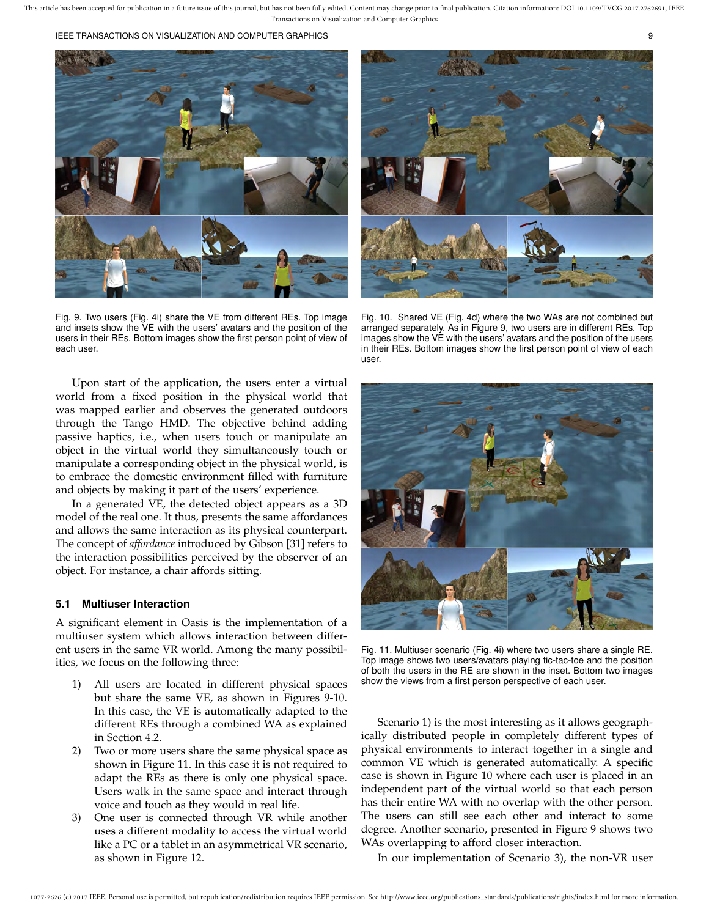Fig. 9. Two users (Fig. 4i) share the VE from different REs. Top image and insets show the VE with the users' avatars and the position of the users in their REs. Bottom images show the first person point of view of each user.

Fig. 10. Shared VE (Fig. 4d) where the two WAs are not combined but arranged separately. As in Figure 9, two users are in different REs. Top images show the VE with the users' avatars and the position of the users in their REs. Bottom images show the first person point of view of each user.

Upon start of the application, the users enter a virtual world from a fixed position in the physical world that was mapped earlier and observes the generated outdoors through the Tango HMD. The objective behind adding passive haptics, i.e., when users touch or manipulate an object in the virtual world they simultaneously touch or manipulate a corresponding object in the physical world, is to embrace the domestic environment filled with furniture and objects by making it part of the users' experience.

In a generated VE, the detected object appears as a 3D model of the real one. It thus, presents the same affordances and allows the same interaction as its physical counterpart. The concept of *affordance* introduced by Gibson [31] refers to the interaction possibilities perceived by the observer of an object. For instance, a chair affords sitting.

### 5.1 Multiuser Interaction

A significant element in Oasis is the implementation of a multiuser system which allows interaction between different users in the same VR world. Among the many possibilities, we focus on the following three:

1) All users are located in different physical spaces but share the same VE, as shown in Figures 9-10. In this case, the VE is automatically adapted to the different REs through a combined WA as explained in Section 4.2.
2) Two or more users share the same physical space as shown in Figure 11. In this case it is not required to adapt the REs as there is only one physical space. Users walk in the same space and interact through voice and touch as they would in real life.
3) One user is connected through VR while another uses a different modality to access the virtual world like a PC or a tablet in an asymmetrical VR scenario, as shown in Figure 12.

Fig. 11. Multiuser scenario (Fig. 4i) where two users share a single RE. Top image shows two users/avatars playing tic-tac-toe and the position of both the users in the RE are shown in the inset. Bottom two images show the views from a first person perspective of each user.

Scenario 1) is the most interesting as it allows geographically distributed people in completely different types of physical environments to interact together in a single and common VE which is generated automatically. A specific case is shown in Figure 10 where each user is placed in an independent part of the virtual world so that each person has their entire WA with no overlap with the other person. The users can still see each other and interact to some degree. Another scenario, presented in Figure 9 shows two WAs overlapping to afford closer interaction.

In our implementation of Scenario 3), the non-VR user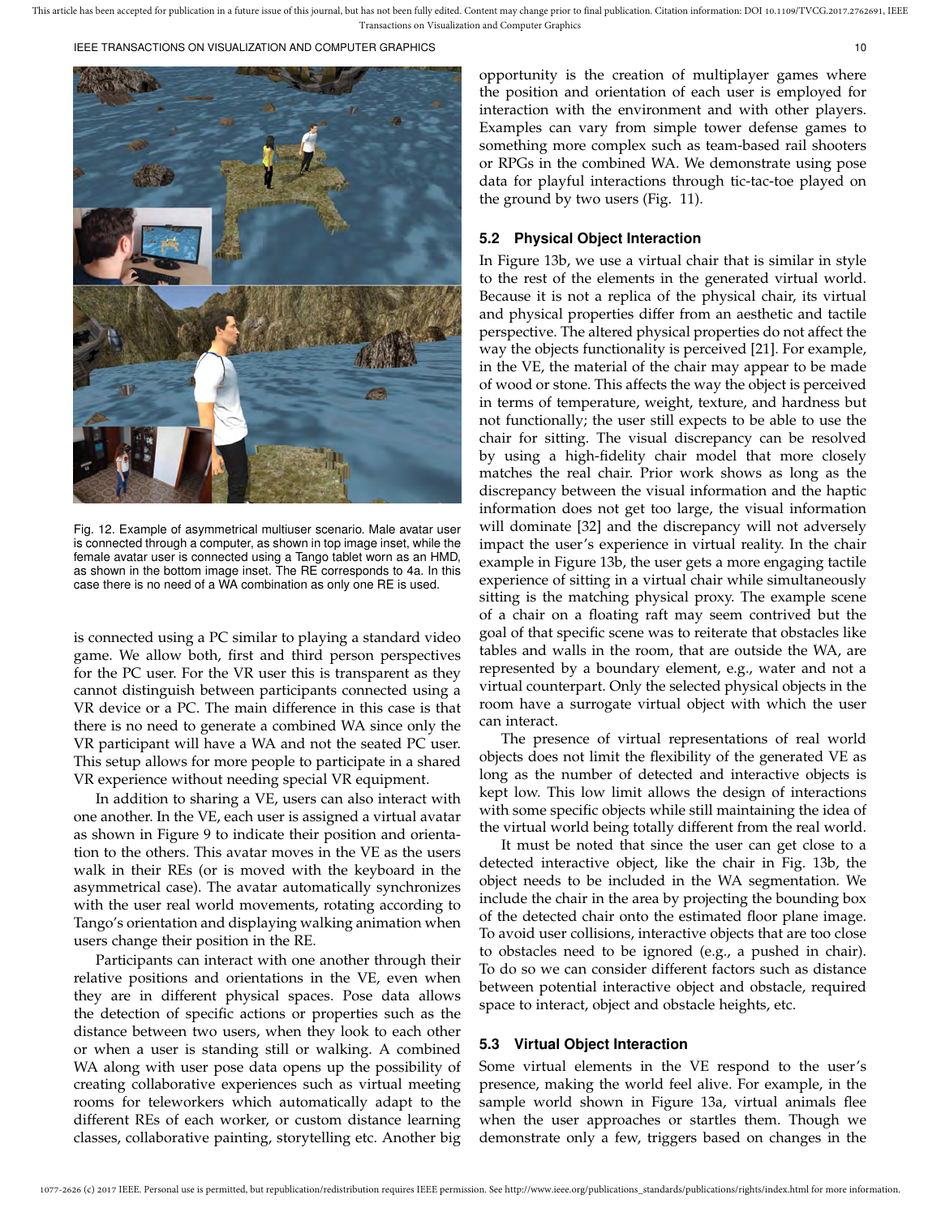Fig. 12. Example of asymmetrical multiuser scenario. Male avatar user is connected through a computer, as shown in top image inset, while the female avatar user is connected using a Tango tablet worn as an HMD, as shown in the bottom image inset. The RE corresponds to 4a. In this case there is no need of a WA combination as only one RE is used.

is connected using a PC similar to playing a standard video game. We allow both, first and third person perspectives for the PC user. For the VR user this is transparent as they cannot distinguish between participants connected using a VR device or a PC. The main difference in this case is that there is no need to generate a combined WA since only the VR participant will have a WA and not the seated PC user. This setup allows for more people to participate in a shared VR experience without needing special VR equipment.

In addition to sharing a VE, users can also interact with one another. In the VE, each user is assigned a virtual avatar as shown in Figure 9 to indicate their position and orientation to the others. This avatar moves in the VE as the users walk in their REs (or is moved with the keyboard in the asymmetrical case). The avatar automatically synchronizes with the user real world movements, rotating according to Tango's orientation and displaying walking animation when users change their position in the RE.

Participants can interact with one another through their relative positions and orientations in the VE, even when they are in different physical spaces. Pose data allows the detection of specific actions or properties such as the distance between two users, when they look to each other or when a user is standing still or walking. A combined WA along with user pose data opens up the possibility of creating collaborative experiences such as virtual meeting rooms for teleworkers which automatically adapt to the different REs of each worker, or custom distance learning classes, collaborative painting, storytelling etc. Another big opportunity is the creation of multiplayer games where the position and orientation of each user is employed for interaction with the environment and with other players. Examples can vary from simple tower defense games to something more complex such as team-based rail shooters or RPGs in the combined WA. We demonstrate using pose data for playful interactions through tic-tac-toe played on the ground by two users (Fig. 11).

### 5.2 Physical Object Interaction

In Figure 13b, we use a virtual chair that is similar in style to the rest of the elements in the generated virtual world. Because it is not a replica of the physical chair, its virtual and physical properties differ from an aesthetic and tactile perspective. The altered physical properties do not affect the way the objects functionality is perceived [21]. For example, in the VE, the material of the chair may appear to be made of wood or stone. This affects the way the object is perceived in terms of temperature, weight, texture, and hardness but not functionally; the user still expects to be able to use the chair for sitting. The visual discrepancy can be resolved by using a high-fidelity chair model that more closely matches the real chair. Prior work shows as long as the discrepancy between the visual information and the haptic information does not get too large, the visual information will dominate [32] and the discrepancy will not adversely impact the user's experience in virtual reality. In the chair example in Figure 13b, the user gets a more engaging tactile experience of sitting in a virtual chair while simultaneously sitting is the matching physical proxy. The example scene of a chair on a floating raft may seem contrived but the goal of that specific scene was to reiterate that obstacles like tables and walls in the room, that are outside the WA, are represented by a boundary element, e.g., water and not a virtual counterpart. Only the selected physical objects in the room have a surrogate virtual object with which the user can interact.

The presence of virtual representations of real world objects does not limit the flexibility of the generated VE as long as the number of detected and interactive objects is kept low. This low limit allows the design of interactions with some specific objects while still maintaining the idea of the virtual world being totally different from the real world.

It must be noted that since the user can get close to a detected interactive object, like the chair in Fig. 13b, the object needs to be included in the WA segmentation. We include the chair in the area by projecting the bounding box of the detected chair onto the estimated floor plane image. To avoid user collisions, interactive objects that are too close to obstacles need to be ignored (e.g., a pushed in chair). To do so we can consider different factors such as distance between potential interactive object and obstacle, required space to interact, object and obstacle heights, etc.

### 5.3 Virtual Object Interaction

Some virtual elements in the VE respond to the user's presence, making the world feel alive. For example, in the sample world shown in Figure 13a, virtual animals flee when the user approaches or startles them. Though we demonstrate only a few, triggers based on changes in the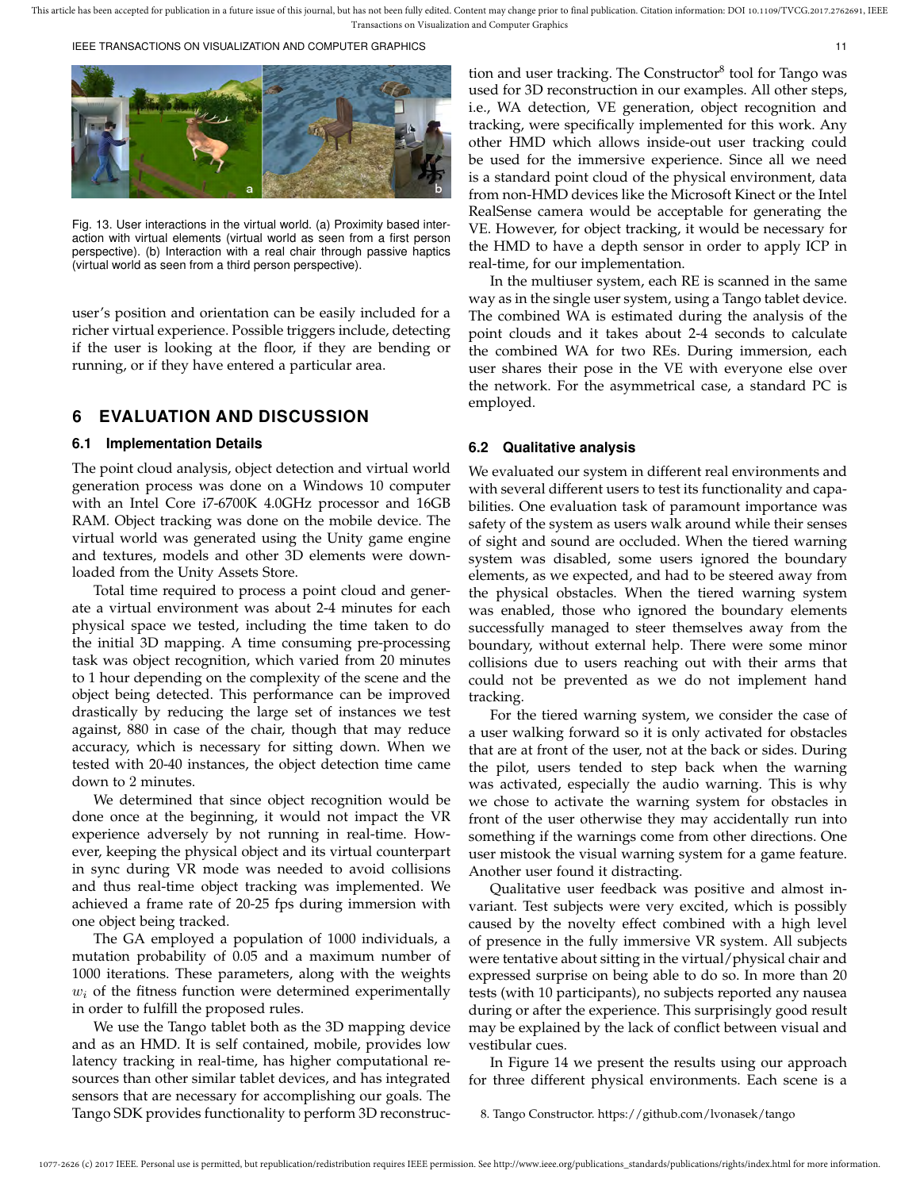Fig. 13. User interactions in the virtual world. (a) Proximity based interaction with virtual elements (virtual world as seen from a first person perspective). (b) Interaction with a real chair through passive haptics (virtual world as seen from a third person perspective).

user's position and orientation can be easily included for a richer virtual experience. Possible triggers include, detecting if the user is looking at the floor, if they are bending or running, or if they have entered a particular area.

## 6 EVALUATION AND DISCUSSION

### 6.1 Implementation Details

The point cloud analysis, object detection and virtual world generation process was done on a Windows 10 computer with an Intel Core i7-6700K 4.0GHz processor and 16GB RAM. Object tracking was done on the mobile device. The virtual world was generated using the Unity game engine and textures, models and other 3D elements were downloaded from the Unity Assets Store.

Total time required to process a point cloud and generate a virtual environment was about 2-4 minutes for each physical space we tested, including the time taken to do the initial 3D mapping. A time consuming pre-processing task was object recognition, which varied from 20 minutes to 1 hour depending on the complexity of the scene and the object being detected. This performance can be improved drastically by reducing the large set of instances we test against, 880 in case of the chair, though that may reduce accuracy, which is necessary for sitting down. When we tested with 20-40 instances, the object detection time came down to 2 minutes.

We determined that since object recognition would be done once at the beginning, it would not impact the VR experience adversely by not running in real-time. However, keeping the physical object and its virtual counterpart in sync during VR mode was needed to avoid collisions and thus real-time object tracking was implemented. We achieved a frame rate of 20-25 fps during immersion with one object being tracked.

The GA employed a population of 1000 individuals, a mutation probability of 0.05 and a maximum number of 1000 iterations. These parameters, along with the weights $w_i$ of the fitness function were determined experimentally in order to fulfill the proposed rules.

We use the Tango tablet both as the 3D mapping device and as an HMD. It is self contained, mobile, provides low latency tracking in real-time, has higher computational resources than other similar tablet devices, and has integrated sensors that are necessary for accomplishing our goals. The Tango SDK provides functionality to perform 3D reconstruction and user tracking. The Constructor[8] tool for Tango was used for 3D reconstruction in our examples. All other steps, i.e., WA detection, VE generation, object recognition and tracking, were specifically implemented for this work. Any other HMD which allows inside-out user tracking could be used for the immersive experience. Since all we need is a standard point cloud of the physical environment, data from non-HMD devices like the Microsoft Kinect or the Intel RealSense camera would be acceptable for generating the VE. However, for object tracking, it would be necessary for the HMD to have a depth sensor in order to apply ICP in real-time, for our implementation.

In the multiuser system, each RE is scanned in the same way as in the single user system, using a Tango tablet device. The combined WA is estimated during the analysis of the point clouds and it takes about 2-4 seconds to calculate the combined WA for two REs. During immersion, each user shares their pose in the VE with everyone else over the network. For the asymmetrical case, a standard PC is employed.

### 6.2 Qualitative analysis

We evaluated our system in different real environments and with several different users to test its functionality and capabilities. One evaluation task of paramount importance was safety of the system as users walk around while their senses of sight and sound are occluded. When the tiered warning system was disabled, some users ignored the boundary elements, as we expected, and had to be steered away from the physical obstacles. When the tiered warning system was enabled, those who ignored the boundary elements successfully managed to steer themselves away from the boundary, without external help. There were some minor collisions due to users reaching out with their arms that could not be prevented as we do not implement hand tracking.

For the tiered warning system, we consider the case of a user walking forward so it is only activated for obstacles that are at front of the user, not at the back or sides. During the pilot, users tended to step back when the warning was activated, especially the audio warning. This is why we chose to activate the warning system for obstacles in front of the user otherwise they may accidentally run into something if the warnings come from other directions. One user mistook the visual warning system for a game feature. Another user found it distracting.

Qualitative user feedback was positive and almost invariant. Test subjects were very excited, which is possibly caused by the novelty effect combined with a high level of presence in the fully immersive VR system. All subjects were tentative about sitting in the virtual/physical chair and expressed surprise on being able to do so. In more than 20 tests (with 10 participants), no subjects reported any nausea during or after the experience. This surprisingly good result may be explained by the lack of conflict between visual and vestibular cues.

In Figure 14 we present the results using our approach for three different physical environments. Each scene is a

8. Tango Constructor. https://github.com/lvonasek/tango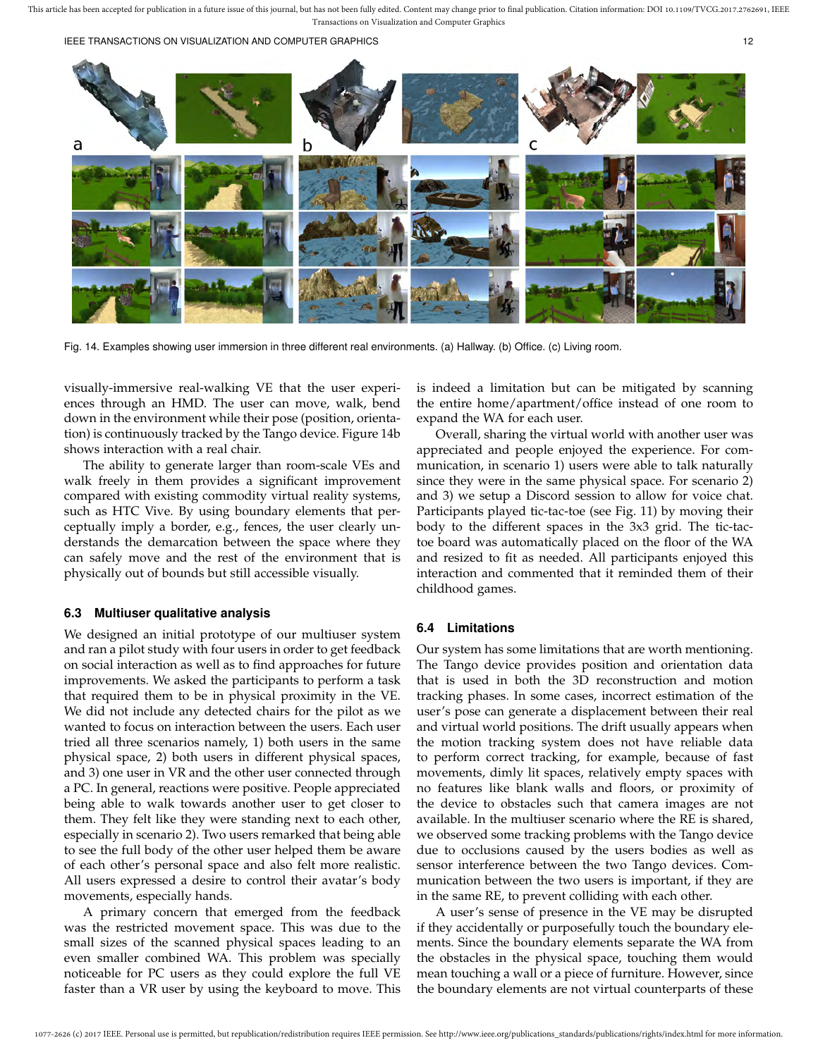Fig. 14. Examples showing user immersion in three different real environments. (a) Hallway. (b) Office. (c) Living room.

visually-immersive real-walking VE that the user experiences through an HMD. The user can move, walk, bend down in the environment while their pose (position, orientation) is continuously tracked by the Tango device. Figure 14b shows interaction with a real chair.

The ability to generate larger than room-scale VEs and walk freely in them provides a significant improvement compared with existing commodity virtual reality systems, such as HTC Vive. By using boundary elements that perceptually imply a border, e.g., fences, the user clearly understands the demarcation between the space where they can safely move and the rest of the environment that is physically out of bounds but still accessible visually.

### 6.3 Multiuser qualitative analysis

We designed an initial prototype of our multiuser system and ran a pilot study with four users in order to get feedback on social interaction as well as to find approaches for future improvements. We asked the participants to perform a task that required them to be in physical proximity in the VE. We did not include any detected chairs for the pilot as we wanted to focus on interaction between the users. Each user tried all three scenarios namely, 1) both users in the same physical space, 2) both users in different physical spaces, and 3) one user in VR and the other user connected through a PC. In general, reactions were positive. People appreciated being able to walk towards another user to get closer to them. They felt like they were standing next to each other, especially in scenario 2). Two users remarked that being able to see the full body of the other user helped them be aware of each other's personal space and also felt more realistic. All users expressed a desire to control their avatar's body movements, especially hands.

A primary concern that emerged from the feedback was the restricted movement space. This was due to the small sizes of the scanned physical spaces leading to an even smaller combined WA. This problem was specially noticeable for PC users as they could explore the full VE faster than a VR user by using the keyboard to move. This is indeed a limitation but can be mitigated by scanning the entire home/apartment/office instead of one room to expand the WA for each user.

Overall, sharing the virtual world with another user was appreciated and people enjoyed the experience. For communication, in scenario 1) users were able to talk naturally since they were in the same physical space. For scenario 2) and 3) we setup a Discord session to allow for voice chat. Participants played tic-tac-toe (see Fig. 11) by moving their body to the different spaces in the 3x3 grid. The tic-tac-toe board was automatically placed on the floor of the WA and resized to fit as needed. All participants enjoyed this interaction and commented that it reminded them of their childhood games.

### 6.4 Limitations

Our system has some limitations that are worth mentioning. The Tango device provides position and orientation data that is used in both the 3D reconstruction and motion tracking phases. In some cases, incorrect estimation of the user's pose can generate a displacement between their real and virtual world positions. The drift usually appears when the motion tracking system does not have reliable data to perform correct tracking, for example, because of fast movements, dimly lit spaces, relatively empty spaces with no features like blank walls and floors, or proximity of the device to obstacles such that camera images are not available. In the multiuser scenario where the RE is shared, we observed some tracking problems with the Tango device due to occlusions caused by the users bodies as well as sensor interference between the two Tango devices. Communication between the two users is important, if they are in the same RE, to prevent colliding with each other.

A user's sense of presence in the VE may be disrupted if they accidentally or purposefully touch the boundary elements. Since the boundary elements separate the WA from the obstacles in the physical space, touching them would mean touching a wall or a piece of furniture. However, since the boundary elements are not virtual counterparts of these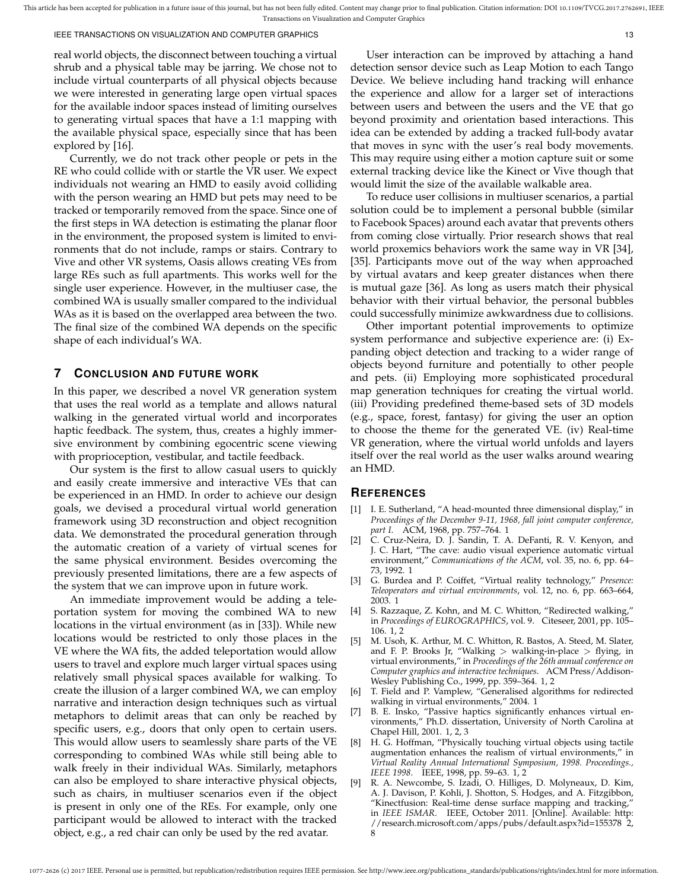real world objects, the disconnect between touching a virtual shrub and a physical table may be jarring. We chose not to include virtual counterparts of all physical objects because we were interested in generating large open virtual spaces for the available indoor spaces instead of limiting ourselves to generating virtual spaces that have a 1:1 mapping with the available physical space, especially since that has been explored by [16].

Currently, we do not track other people or pets in the RE who could collide with or startle the VR user. We expect individuals not wearing an HMD to easily avoid colliding with the person wearing an HMD but pets may need to be tracked or temporarily removed from the space. Since one of the first steps in WA detection is estimating the planar floor in the environment, the proposed system is limited to environments that do not include, ramps or stairs. Contrary to Vive and other VR systems, Oasis allows creating VEs from large REs such as full apartments. This works well for the single user experience. However, in the multiuser case, the combined WA is usually smaller compared to the individual WAs as it is based on the overlapped area between the two. The final size of the combined WA depends on the specific shape of each individual's WA.

## 7 Conclusion and Future Work

In this paper, we described a novel VR generation system that uses the real world as a template and allows natural walking in the generated virtual world and incorporates haptic feedback. The system, thus, creates a highly immersive environment by combining egocentric scene viewing with proprioception, vestibular, and tactile feedback.

Our system is the first to allow casual users to quickly and easily create immersive and interactive VEs that can be experienced in an HMD. In order to achieve our design goals, we devised a procedural virtual world generation framework using 3D reconstruction and object recognition data. We demonstrated the procedural generation through the automatic creation of a variety of virtual scenes for the same physical environment. Besides overcoming the previously presented limitations, there are a few aspects of the system that we can improve upon in future work.

An immediate improvement would be adding a teleportation system for moving the combined WA to new locations in the virtual environment (as in [33]). While new locations would be restricted to only those places in the VE where the WA fits, the added teleportation would allow users to travel and explore much larger virtual spaces using relatively small physical spaces available for walking. To create the illusion of a larger combined WA, we can employ narrative and interaction design techniques such as virtual metaphors to delimit areas that can only be reached by specific users, e.g., doors that only open to certain users. This would allow users to seamlessly share parts of the VE corresponding to combined WAs while still being able to walk freely in their individual WAs. Similarly, metaphors can also be employed to share interactive physical objects, such as chairs, in multiuser scenarios even if the object is present in only one of the REs. For example, only one participant would be allowed to interact with the tracked object, e.g., a red chair can only be used by the red avatar.

User interaction can be improved by attaching a hand detection sensor device such as Leap Motion to each Tango Device. We believe including hand tracking will enhance the experience and allow for a larger set of interactions between users and between the users and the VE that go beyond proximity and orientation based interactions. This idea can be extended by adding a tracked full-body avatar that moves in sync with the user's real body movements. This may require using either a motion capture suit or some external tracking device like the Kinect or Vive though that would limit the size of the available walkable area.

To reduce user collisions in multiuser scenarios, a partial solution could be to implement a personal bubble (similar to Facebook Spaces) around each avatar that prevents others from coming close virtually. Prior research shows that real world proxemics behaviors work the same way in VR [34], [35]. Participants move out of the way when approached by virtual avatars and keep greater distances when there is mutual gaze [36]. As long as users match their physical behavior with their virtual behavior, the personal bubbles could successfully minimize awkwardness due to collisions.

Other important potential improvements to optimize system performance and subjective experience are: (i) Expanding object detection and tracking to a wider range of objects beyond furniture and potentially to other people and pets. (ii) Employing more sophisticated procedural map generation techniques for creating the virtual world. (iii) Providing predefined theme-based sets of 3D models (e.g., space, forest, fantasy) for giving the user an option to choose the theme for the generated VE. (iv) Real-time VR generation, where the virtual world unfolds and layers itself over the real world as the user walks around wearing an HMD.

## References

[1] I. E. Sutherland, "A head-mounted three dimensional display," in *Proceedings of the December 9-11, 1968, fall joint computer conference, part I*. ACM, 1968, pp. 757–764. 1

[2] C. Cruz-Neira, D. J. Sandin, T. A. DeFanti, R. V. Kenyon, and J. C. Hart, "The cave: audio visual experience automatic virtual environment," *Communications of the ACM*, vol. 35, no. 6, pp. 64–73, 1992. 1

[3] G. Burdea and P. Coiffet, "Virtual reality technology," *Presence: Teleoperators and virtual environments*, vol. 12, no. 6, pp. 663–664, 2003. 1

[4] S. Razzaque, Z. Kohn, and M. C. Whitton, "Redirected walking," in *Proceedings of EUROGRAPHICS*, vol. 9. Citeseer, 2001, pp. 105–106. 1, 2

[5] M. Usoh, K. Arthur, M. C. Whitton, R. Bastos, A. Steed, M. Slater, and F. P. Brooks Jr, "Walking > walking-in-place > flying, in virtual environments," in *Proceedings of the 26th annual conference on Computer graphics and interactive techniques*. ACM Press/Addison-Wesley Publishing Co., 1999, pp. 359–364. 1, 2

[6] T. Field and P. Vamplew, "Generalised algorithms for redirected walking in virtual environments," 2004. 1

[7] B. E. Insko, "Passive haptics significantly enhances virtual environments," Ph.D. dissertation, University of North Carolina at Chapel Hill, 2001. 1, 2, 3

[8] H. G. Hoffman, "Physically touching virtual objects using tactile augmentation enhances the realism of virtual environments," in *Virtual Reality Annual International Symposium, 1998. Proceedings., IEEE 1998*. IEEE, 1998, pp. 59–63. 1, 2

[9] R. A. Newcombe, S. Izadi, O. Hilliges, D. Molyneaux, D. Kim, A. J. Davison, P. Kohli, J. Shotton, S. Hodges, and A. Fitzgibbon, "Kinectfusion: Real-time dense surface mapping and tracking," in *IEEE ISMAR*. IEEE, October 2011. [Online]. Available: http://research.microsoft.com/apps/pubs/default.aspx?id=155378 2, 8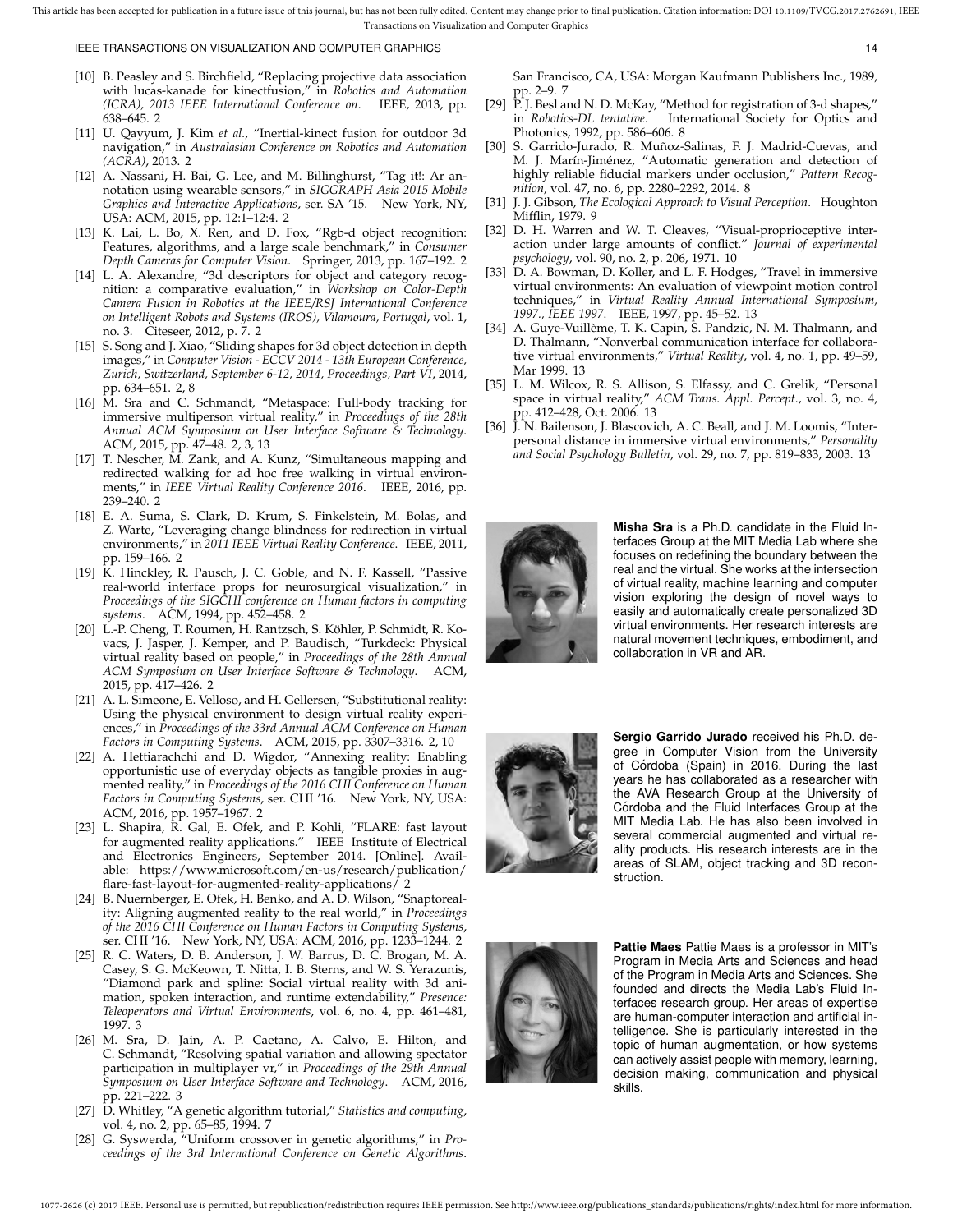[10] B. Peasley and S. Birchfield, "Replacing projective data association with lucas-kanade for kinectfusion," in *Robotics and Automation (ICRA), 2013 IEEE International Conference on*. IEEE, 2013, pp. 638–645. 2

[11] U. Qayyum, J. Kim *et al.*, "Inertial-kinect fusion for outdoor 3d navigation," in *Australasian Conference on Robotics and Automation (ACRA)*, 2013. 2

[12] A. Nassani, H. Bai, G. Lee, and M. Billinghurst, "Tag it!: Ar annotation using wearable sensors," in *SIGGRAPH Asia 2015 Mobile Graphics and Interactive Applications*, ser. SA '15. New York, NY, USA: ACM, 2015, pp. 12:1–12:4. 2

[13] K. Lai, L. Bo, X. Ren, and D. Fox, "Rgb-d object recognition: Features, algorithms, and a large scale benchmark," in *Consumer Depth Cameras for Computer Vision*. Springer, 2013, pp. 167–192. 2

[14] L. A. Alexandre, "3d descriptors for object and category recognition: a comparative evaluation," in *Workshop on Color-Depth Camera Fusion in Robotics at the IEEE/RSJ International Conference on Intelligent Robots and Systems (IROS), Vilamoura, Portugal*, vol. 1, no. 3. Citeseer, 2012, p. 7. 2

[15] S. Song and J. Xiao, "Sliding shapes for 3d object detection in depth images," in *Computer Vision - ECCV 2014 - 13th European Conference, Zurich, Switzerland, September 6-12, 2014, Proceedings, Part VI*, 2014, pp. 634–651. 2, 8

[16] M. Sra and C. Schmandt, "Metaspace: Full-body tracking for immersive multiperson virtual reality," in *Proceedings of the 28th Annual ACM Symposium on User Interface Software & Technology*. ACM, 2015, pp. 47–48. 2, 3, 13

[17] T. Nescher, M. Zank, and A. Kunz, "Simultaneous mapping and redirected walking for ad hoc free walking in virtual environments," in *IEEE Virtual Reality Conference 2016*. IEEE, 2016, pp. 239–240. 2

[18] E. A. Suma, S. Clark, D. Krum, S. Finkelstein, M. Bolas, and Z. Warte, "Leveraging change blindness for redirection in virtual environments," in *2011 IEEE Virtual Reality Conference*. IEEE, 2011, pp. 159–166. 2

[19] K. Hinckley, R. Pausch, J. C. Goble, and N. F. Kassell, "Passive real-world interface props for neurosurgical visualization," in *Proceedings of the SIGCHI conference on Human factors in computing systems*. ACM, 1994, pp. 452–458. 2

[20] L.-P. Cheng, T. Roumen, H. Rantzsch, S. Köhler, P. Schmidt, R. Kovacs, J. Jasper, J. Kemper, and P. Baudisch, "Turkdeck: Physical virtual reality based on people," in *Proceedings of the 28th Annual ACM Symposium on User Interface Software & Technology*. ACM, 2015, pp. 417–426. 2

[21] A. L. Simeone, E. Velloso, and H. Gellersen, "Substitutional reality: Using the physical environment to design virtual reality experiences," in *Proceedings of the 33rd Annual ACM Conference on Human Factors in Computing Systems*. ACM, 2015, pp. 3307–3316. 2, 10

[22] A. Hettiarachchi and D. Wigdor, "Annexing reality: Enabling opportunistic use of everyday objects as tangible proxies in augmented reality," in *Proceedings of the 2016 CHI Conference on Human Factors in Computing Systems*, ser. CHI '16. New York, NY, USA: ACM, 2016, pp. 1957–1967. 2

[23] L. Shapira, R. Gal, E. Ofek, and P. Kohli, "FLARE: fast layout for augmented reality applications." IEEE Institute of Electrical and Electronics Engineers, September 2014. [Online]. Available: https://www.microsoft.com/en-us/research/publication/flare-fast-layout-for-augmented-reality-applications/ 2

[24] B. Nuernberger, E. Ofek, H. Benko, and A. D. Wilson, "Snaptoreality: Aligning augmented reality to the real world," in *Proceedings of the 2016 CHI Conference on Human Factors in Computing Systems*, ser. CHI '16. New York, NY, USA: ACM, 2016, pp. 1233–1244. 2

[25] R. C. Waters, D. B. Anderson, J. W. Barrus, D. C. Brogan, M. A. Casey, S. G. McKeown, T. Nitta, I. B. Sterns, and W. S. Yerazunis, "Diamond park and spline: Social virtual reality with 3d animation, spoken interaction, and runtime extendability," *Presence: Teleoperators and Virtual Environments*, vol. 6, no. 4, pp. 461–481, 1997. 3

[26] M. Sra, D. Jain, A. P. Caetano, A. Calvo, E. Hilton, and C. Schmandt, "Resolving spatial variation and allowing spectator participation in multiplayer vr," in *Proceedings of the 29th Annual Symposium on User Interface Software and Technology*. ACM, 2016, pp. 221–222. 3

[27] D. Whitley, "A genetic algorithm tutorial," *Statistics and computing*, vol. 4, no. 2, pp. 65–85, 1994. 7

[28] G. Syswerda, "Uniform crossover in genetic algorithms," in *Proceedings of the 3rd International Conference on Genetic Algorithms*. San Francisco, CA, USA: Morgan Kaufmann Publishers Inc., 1989, pp. 2–9. 7

[29] P. J. Besl and N. D. McKay, "Method for registration of 3-d shapes," in *Robotics-DL tentative*. International Society for Optics and Photonics, 1992, pp. 586–606. 8

[30] S. Garrido-Jurado, R. Muñoz-Salinas, F. J. Madrid-Cuevas, and M. J. Marín-Jiménez, "Automatic generation and detection of highly reliable fiducial markers under occlusion," *Pattern Recognition*, vol. 47, no. 6, pp. 2280–2292, 2014. 8

[31] J. J. Gibson, *The Ecological Approach to Visual Perception*. Houghton Mifflin, 1979. 9

[32] D. H. Warren and W. T. Cleaves, "Visual-proprioceptive interaction under large amounts of conflict." *Journal of experimental psychology*, vol. 90, no. 2, p. 206, 1971. 10

[33] D. A. Bowman, D. Koller, and L. F. Hodges, "Travel in immersive virtual environments: An evaluation of viewpoint motion control techniques," in *Virtual Reality Annual International Symposium, 1997., IEEE 1997*. IEEE, 1997, pp. 45–52. 13

[34] A. Guye-Vuillème, T. K. Capin, S. Pandzic, N. M. Thalmann, and D. Thalmann, "Nonverbal communication interface for collaborative virtual environments," *Virtual Reality*, vol. 4, no. 1, pp. 49–59, Mar 1999. 13

[35] L. M. Wilcox, R. S. Allison, S. Elfassy, and C. Grelik, "Personal space in virtual reality," *ACM Trans. Appl. Percept.*, vol. 3, no. 4, pp. 412–428, Oct. 2006. 13

[36] J. N. Bailenson, J. Blascovich, A. C. Beall, and J. M. Loomis, "Interpersonal distance in immersive virtual environments," *Personality and Social Psychology Bulletin*, vol. 29, no. 7, pp. 819–833, 2003. 13

**Misha Sra** is a Ph.D. candidate in the Fluid Interfaces Group at the MIT Media Lab where she focuses on redefining the boundary between the real and the virtual. She works at the intersection of virtual reality, machine learning and computer vision exploring the design of novel ways to easily and automatically create personalized 3D virtual environments. Her research interests are natural movement techniques, embodiment, and collaboration in VR and AR.

**Sergio Garrido Jurado** received his Ph.D. degree in Computer Vision from the University of Córdoba (Spain) in 2016. During the last years he has collaborated as a researcher with the AVA Research Group at the University of Córdoba and the Fluid Interfaces Group at the MIT Media Lab. He has also been involved in several commercial augmented and virtual reality products. His research interests are in the areas of SLAM, object tracking and 3D reconstruction.

**Pattie Maes** Pattie Maes is a professor in MIT's Program in Media Arts and Sciences and head of the Program in Media Arts and Sciences. She founded and directs the Media Lab's Fluid Interfaces research group. Her areas of expertise are human-computer interaction and artificial intelligence. She is particularly interested in the topic of human augmentation, or how systems can actively assist people with memory, learning, decision making, communication and physical skills.